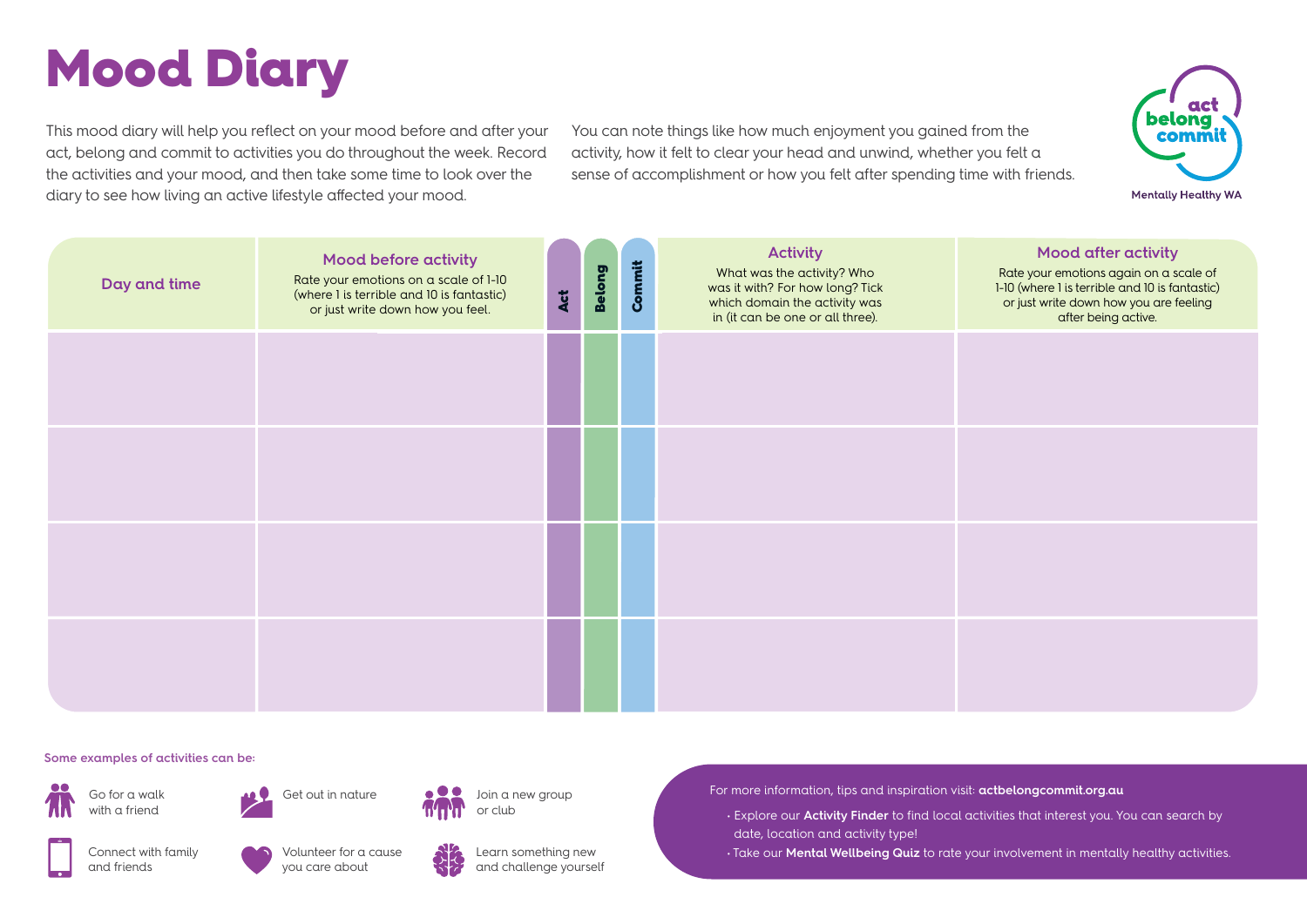# Mood Diary

This mood diary will help you reflect on your mood before and after your act, belong and commit to activities you do throughout the week. Record the activities and your mood, and then take some time to look over the diary to see how living an active lifestyle affected your mood.

You can note things like how much enjoyment you gained from the activity, how it felt to clear your head and unwind, whether you felt a sense of accomplishment or how you felt after spending time with friends.

act belong commit

Mentally Healthy WA

| Day and time | Mood before activity<br>Rate your emotions on a scale of 1-10 (where 1 is terrible and 10 is fantastic) or just write down how you feel. | Act | Belong | Commit | Activity<br>What was the activity? Who was it with? For how long? Tick which domain the activity was in (it can be one or all three). | Mood after activity<br>Rate your emotions again on a scale of 1-10 (where 1 is terrible and 10 is fantastic) or just write down how you are feeling after being active. |
|---|---|---|---|---|---|---|
| | | | | | | |
| | | | | | | |
| | | | | | | |
| | | | | | | |

**Some examples of activities can be:**

- Go for a walk with a friend
- Get out in nature
- Join a new group or club
- Connect with family and friends
- Volunteer for a cause you care about
- Learn something new and challenge yourself

For more information, tips and inspiration visit: **actbelongcommit.org.au**

- Explore our **Activity Finder** to find local activities that interest you. You can search by date, location and activity type!
- Take our **Mental Wellbeing Quiz** to rate your involvement in mentally healthy activities.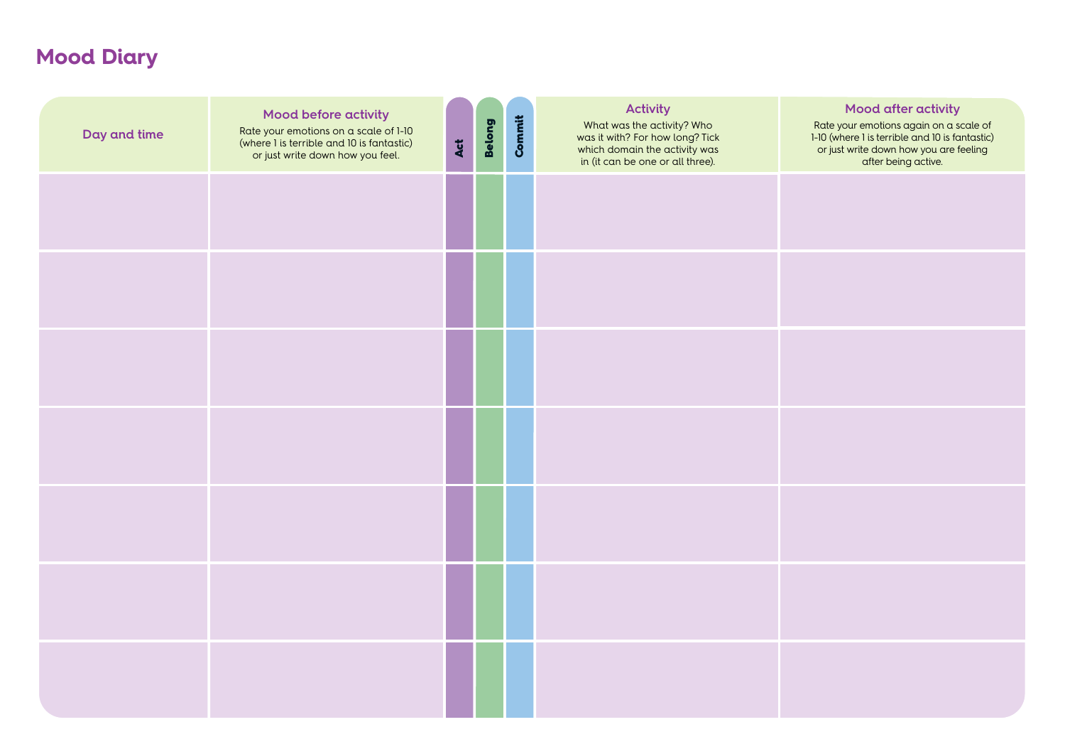# Mood Diary

| Day and time | Mood before activity<br>Rate your emotions on a scale of 1-10 (where 1 is terrible and 10 is fantastic) or just write down how you feel. | Act | Belong | Commit | Activity<br>What was the activity? Who was it with? For how long? Tick which domain the activity was in (it can be one or all three). | Mood after activity<br>Rate your emotions again on a scale of 1-10 (where 1 is terrible and 10 is fantastic) or just write down how you are feeling after being active. |
|---|---|---|---|---|---|---|
| | | | | | | |
| | | | | | | |
| | | | | | | |
| | | | | | | |
| | | | | | | |
| | | | | | | |
| | | | | | | |